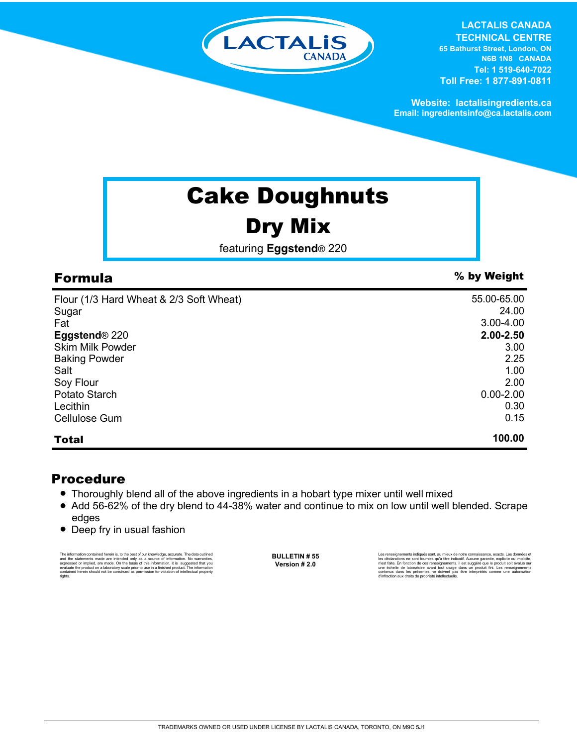LACTALIS CANADA

**LACTALIS CANADA TECHNICAL CENTRE**
65 Bathurst Street, London, ON
N6B 1N8 CANADA
Tel: 1 519-640-7022
Toll Free: 1 877-891-0811

Website: lactalisingredients.ca
Email: ingredientsinfo@ca.lactalis.com

# Cake Doughnuts

## Dry Mix

featuring **Eggstend**® 220

| **Formula** | **% by Weight** |
|---|---|
| Flour (1/3 Hard Wheat & 2/3 Soft Wheat) | 55.00-65.00 |
| Sugar | 24.00 |
| Fat | 3.00-4.00 |
| **Eggstend**® 220 | **2.00-2.50** |
| Skim Milk Powder | 3.00 |
| Baking Powder | 2.25 |
| Salt | 1.00 |
| Soy Flour | 2.00 |
| Potato Starch | 0.00-2.00 |
| Lecithin | 0.30 |
| Cellulose Gum | 0.15 |
| **Total** | **100.00** |

## Procedure

- Thoroughly blend all of the above ingredients in a hobart type mixer until well mixed
- Add 56-62% of the dry blend to 44-38% water and continue to mix on low until well blended. Scrape edges
- Deep fry in usual fashion

The information contained herein is, to the best of our knowledge, accurate. The data outlined and the statements made are intended only as a source of information. No warranties, expressed or implied, are made. On the basis of this information, it is suggested that you evaluate the product on a laboratory scale prior to use in a finished product. The information contained herein should not be construed as permission for violation of intellectual property rights.

**BULLETIN # 55**
**Version # 2.0**

Les renseignements indiqués sont, au mieux de notre connaissance, exacts. Les données et les déclarations ne sont fournies qu'à titre indicatif. Aucune garantie, explicite ou implicite, n'est faite. En fonction de ces renseignements, il est suggéré que le produit soit évalué sur une échelle de laboratoire avant tout usage dans un produit fini. Les renseignements contenus dans les présentes ne doivent pas être interprétés comme une autorisation d'infraction aux droits de propriété intellectuelle.

TRADEMARKS OWNED OR USED UNDER LICENSE BY LACTALIS CANADA, TORONTO, ON M9C 5J1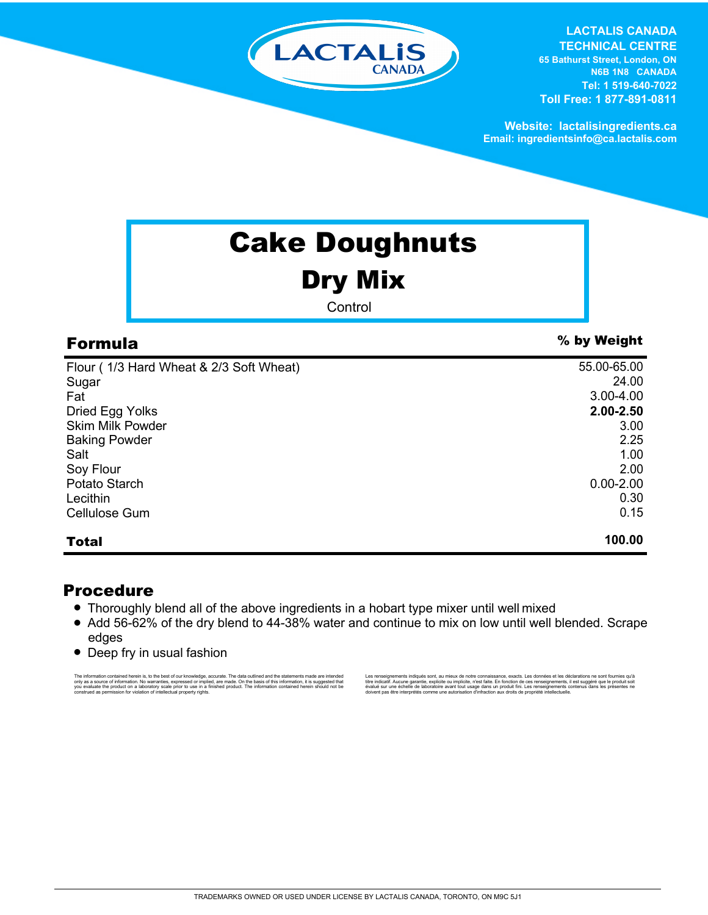LACTALIS CANADA
TECHNICAL CENTRE
65 Bathurst Street, London, ON
N6B 1N8 CANADA
Tel: 1 519-640-7022
Toll Free: 1 877-891-0811

Website: lactalisingredients.ca
Email: ingredientsinfo@ca.lactalis.com

# Cake Doughnuts
## Dry Mix
Control

| Formula | % by Weight |
|---|---|
| Flour ( 1/3 Hard Wheat & 2/3 Soft Wheat) | 55.00-65.00 |
| Sugar | 24.00 |
| Fat | 3.00-4.00 |
| Dried Egg Yolks | **2.00-2.50** |
| Skim Milk Powder | 3.00 |
| Baking Powder | 2.25 |
| Salt | 1.00 |
| Soy Flour | 2.00 |
| Potato Starch | 0.00-2.00 |
| Lecithin | 0.30 |
| Cellulose Gum | 0.15 |
| **Total** | **100.00** |

## Procedure

- Thoroughly blend all of the above ingredients in a hobart type mixer until well mixed
- Add 56-62% of the dry blend to 44-38% water and continue to mix on low until well blended. Scrape edges
- Deep fry in usual fashion

The information contained herein is, to the best of our knowledge, accurate. The data outlined and the statements made are intended only as a source of information. No warranties, expressed or implied, are made. On the basis of this information, it is suggested that you evaluate the product on a laboratory scale prior to use in a finished product. The information contained herein should not be construed as permission for violation of intellectual property rights.

Les renseignements indiqués sont, au mieux de notre connaissance, exacts. Les données et les déclarations ne sont fournies qu'à titre indicatif. Aucune garantie, explicite ou implicite, n'est faite. En fonction de ces renseignements, il est suggéré que le produit soit évalué sur une échelle de laboratoire avant tout usage dans un produit fini. Les renseignements contenus dans les présentes ne doivent pas être interprétés comme une autorisation d'infraction aux droits de propriété intellectuelle.

TRADEMARKS OWNED OR USED UNDER LICENSE BY LACTALIS CANADA, TORONTO, ON M9C 5J1